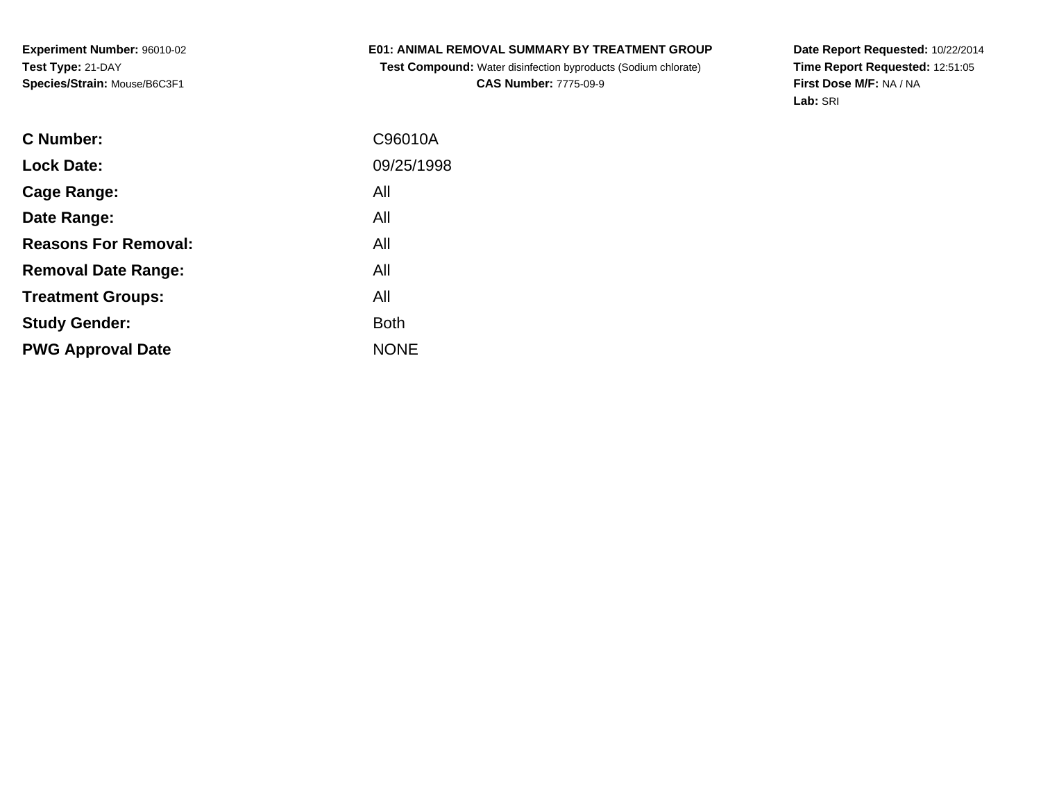**Experiment Number:** 96010-02
**Test Type:** 21-DAY
**Species/Strain:** Mouse/B6C3F1

# E01: ANIMAL REMOVAL SUMMARY BY TREATMENT GROUP

**Test Compound:** Water disinfection byproducts (Sodium chlorate)
**CAS Number:** 7775-09-9

**Date Report Requested:** 10/22/2014
**Time Report Requested:** 12:51:05
**First Dose M/F:** NA / NA
**Lab:** SRI

| | |
|---|---|
| **C Number:** | C96010A |
| **Lock Date:** | 09/25/1998 |
| **Cage Range:** | All |
| **Date Range:** | All |
| **Reasons For Removal:** | All |
| **Removal Date Range:** | All |
| **Treatment Groups:** | All |
| **Study Gender:** | Both |
| **PWG Approval Date** | NONE |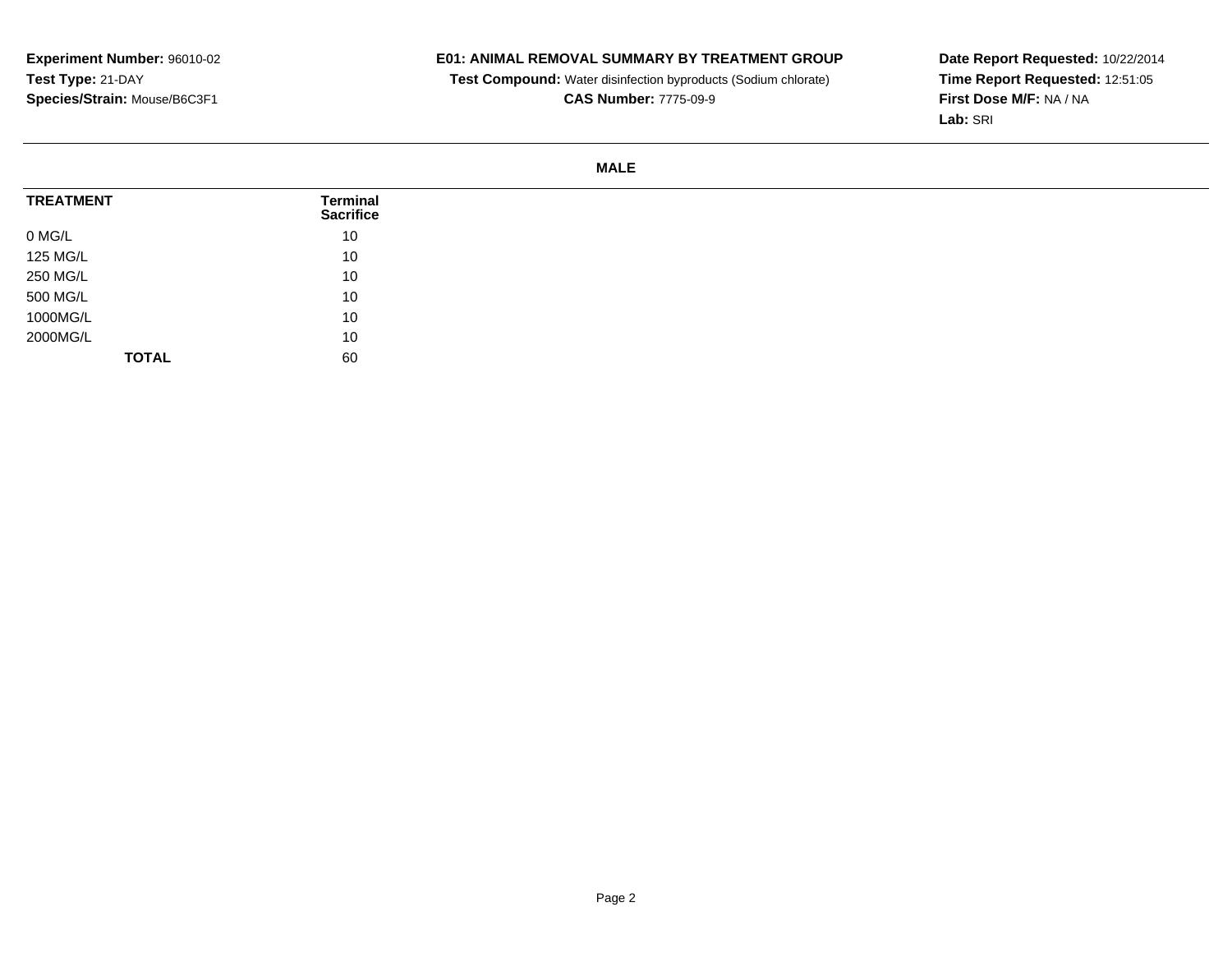**Experiment Number:** 96010-02
**Test Type:** 21-DAY
**Species/Strain:** Mouse/B6C3F1

**E01: ANIMAL REMOVAL SUMMARY BY TREATMENT GROUP**
**Test Compound:** Water disinfection byproducts (Sodium chlorate)
**CAS Number:** 7775-09-9

**Date Report Requested:** 10/22/2014
**Time Report Requested:** 12:51:05
**First Dose M/F:** NA / NA
**Lab:** SRI

**MALE**

| TREATMENT | Terminal Sacrifice |
|---|---|
| 0 MG/L | 10 |
| 125 MG/L | 10 |
| 250 MG/L | 10 |
| 500 MG/L | 10 |
| 1000MG/L | 10 |
| 2000MG/L | 10 |
| **TOTAL** | 60 |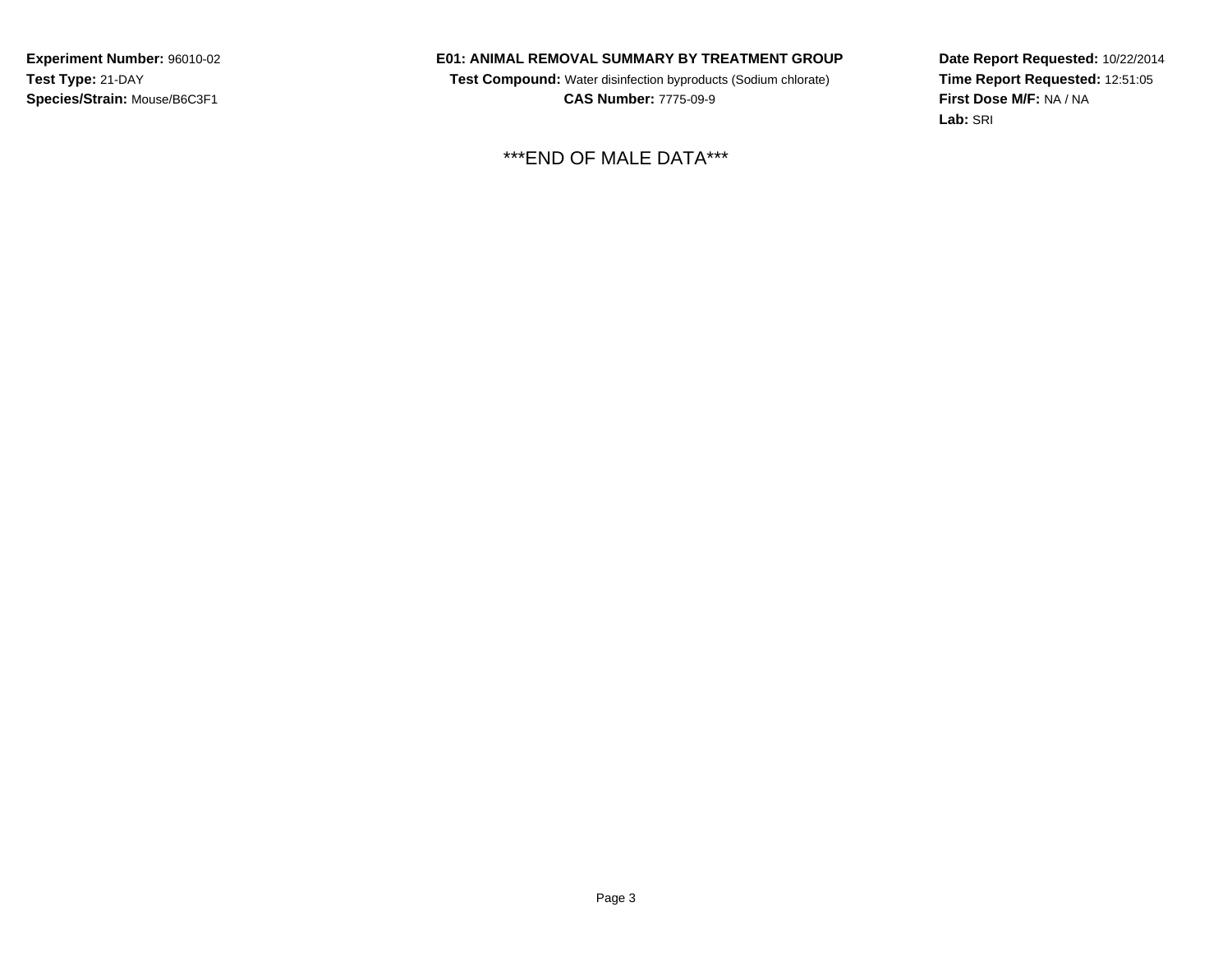**Experiment Number:** 96010-02
**Test Type:** 21-DAY
**Species/Strain:** Mouse/B6C3F1

**E01: ANIMAL REMOVAL SUMMARY BY TREATMENT GROUP**
**Test Compound:** Water disinfection byproducts (Sodium chlorate)
**CAS Number:** 7775-09-9

**Date Report Requested:** 10/22/2014
**Time Report Requested:** 12:51:05
**First Dose M/F:** NA / NA
**Lab:** SRI

***END OF MALE DATA***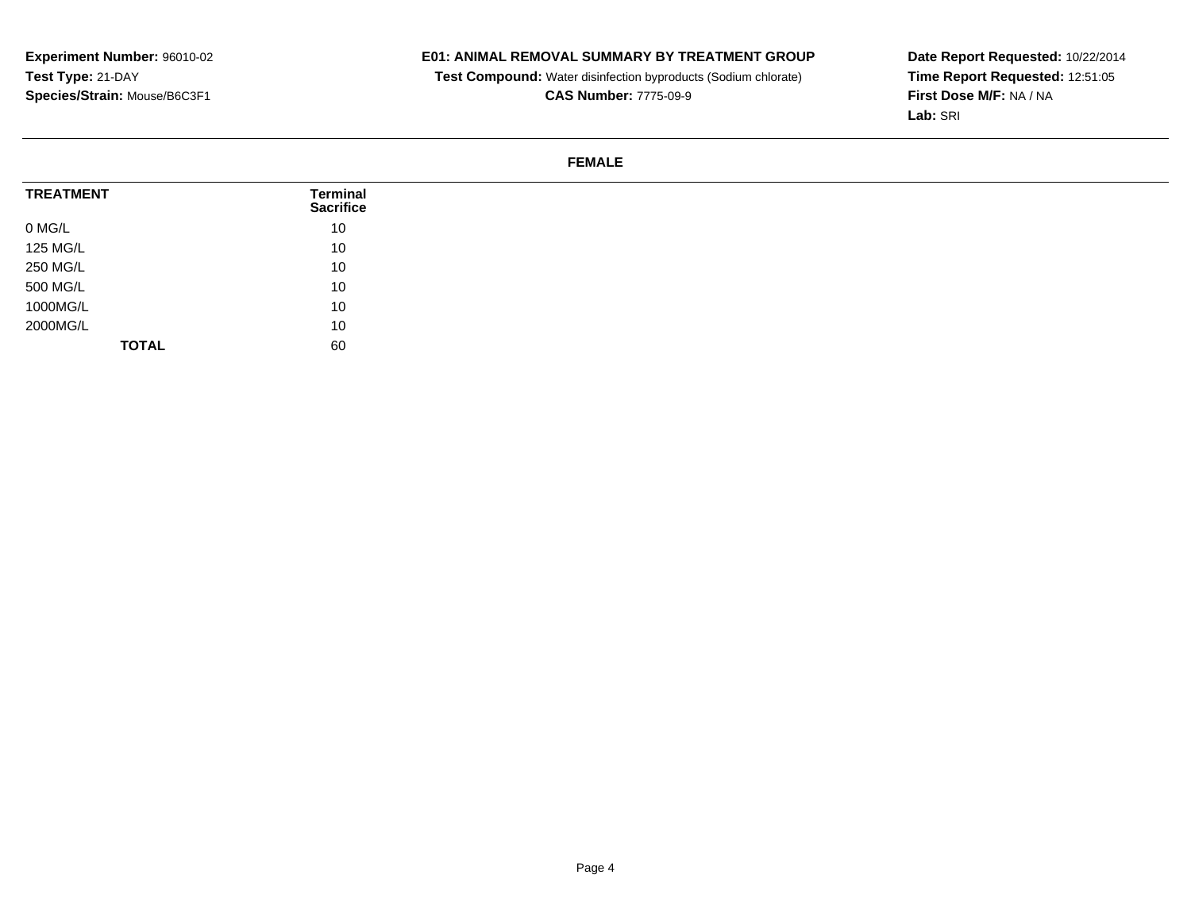**Experiment Number:** 96010-02
**Test Type:** 21-DAY
**Species/Strain:** Mouse/B6C3F1

**E01: ANIMAL REMOVAL SUMMARY BY TREATMENT GROUP**
**Test Compound:** Water disinfection byproducts (Sodium chlorate)
**CAS Number:** 7775-09-9

**Date Report Requested:** 10/22/2014
**Time Report Requested:** 12:51:05
**First Dose M/F:** NA / NA
**Lab:** SRI

**FEMALE**

| TREATMENT | Terminal Sacrifice |
|---|---|
| 0 MG/L | 10 |
| 125 MG/L | 10 |
| 250 MG/L | 10 |
| 500 MG/L | 10 |
| 1000MG/L | 10 |
| 2000MG/L | 10 |
| **TOTAL** | 60 |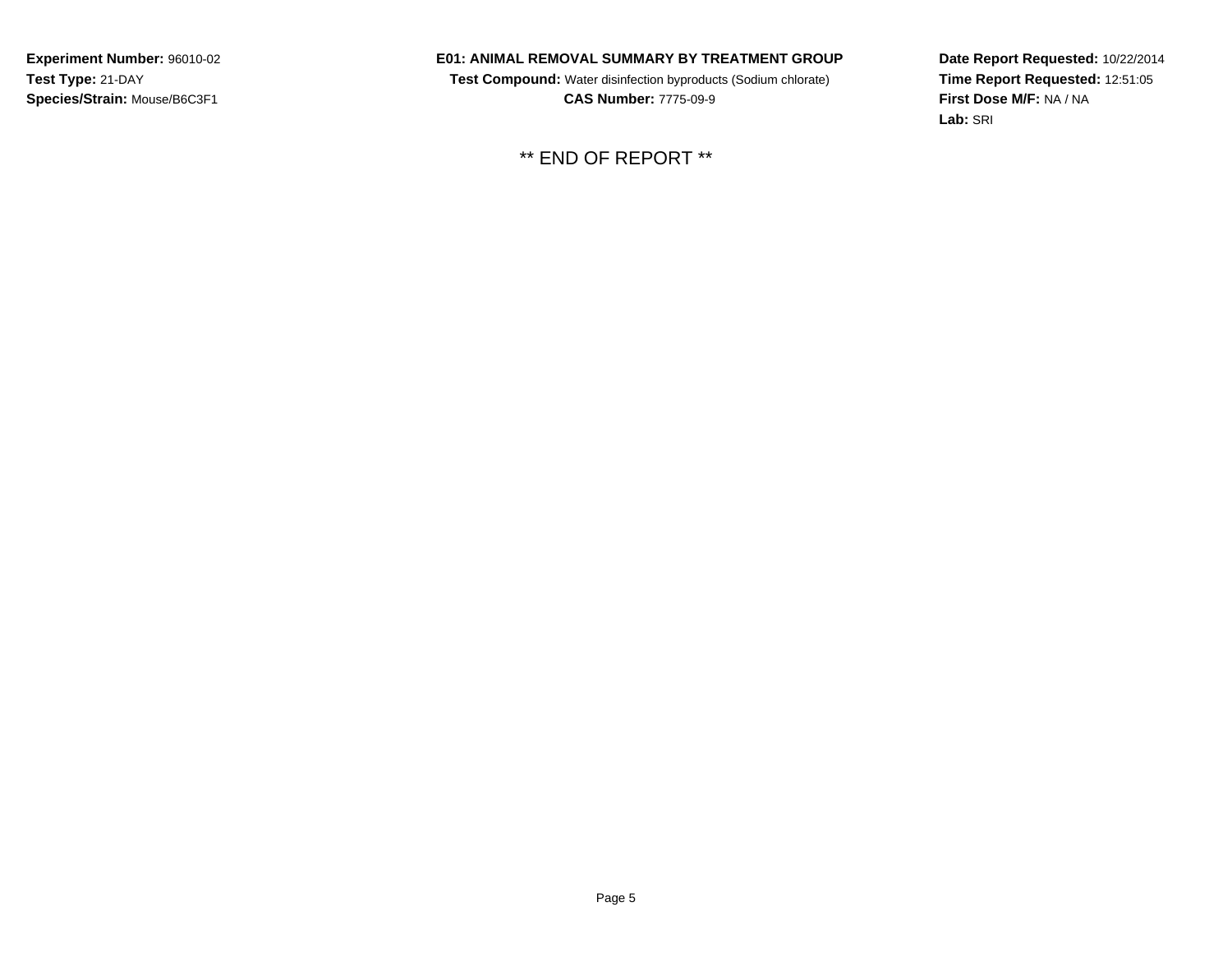**Experiment Number:** 96010-02
**Test Type:** 21-DAY
**Species/Strain:** Mouse/B6C3F1

**E01: ANIMAL REMOVAL SUMMARY BY TREATMENT GROUP**
**Test Compound:** Water disinfection byproducts (Sodium chlorate)
**CAS Number:** 7775-09-9

**Date Report Requested:** 10/22/2014
**Time Report Requested:** 12:51:05
**First Dose M/F:** NA / NA
**Lab:** SRI

** END OF REPORT **